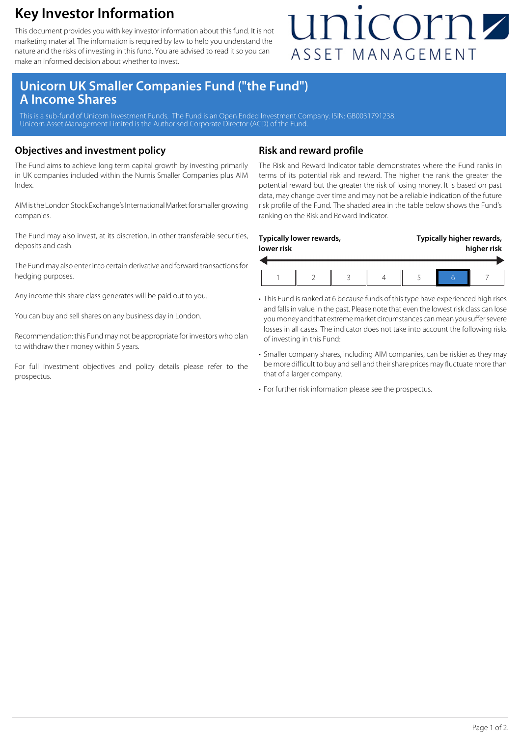# Key Investor Information

This document provides you with key investor information about this fund. It is not marketing material. The information is required by law to help you understand the nature and the risks of investing in this fund. You are advised to read it so you can make an informed decision about whether to invest.

unicorn ASSET MANAGEMENT

## Unicorn UK Smaller Companies Fund ("the Fund") A Income Shares

This is a sub-fund of Unicorn Investment Funds. The Fund is an Open Ended Investment Company. ISIN: GB0031791238.
Unicorn Asset Management Limited is the Authorised Corporate Director (ACD) of the Fund.

## Objectives and investment policy

The Fund aims to achieve long term capital growth by investing primarily in UK companies included within the Numis Smaller Companies plus AIM Index.

AIM is the London Stock Exchange's International Market for smaller growing companies.

The Fund may also invest, at its discretion, in other transferable securities, deposits and cash.

The Fund may also enter into certain derivative and forward transactions for hedging purposes.

Any income this share class generates will be paid out to you.

You can buy and sell shares on any business day in London.

Recommendation: this Fund may not be appropriate for investors who plan to withdraw their money within 5 years.

For full investment objectives and policy details please refer to the prospectus.

## Risk and reward profile

The Risk and Reward Indicator table demonstrates where the Fund ranks in terms of its potential risk and reward. The higher the rank the greater the potential reward but the greater the risk of losing money. It is based on past data, may change over time and may not be a reliable indication of the future risk profile of the Fund. The shaded area in the table below shows the Fund's ranking on the Risk and Reward Indicator.

**Typically lower rewards, lower risk** — **Typically higher rewards, higher risk**

| 1 | 2 | 3 | 4 | 5 | **6** | 7 |
|---|---|---|---|---|---|---|

- This Fund is ranked at 6 because funds of this type have experienced high rises and falls in value in the past. Please note that even the lowest risk class can lose you money and that extreme market circumstances can mean you suffer severe losses in all cases. The indicator does not take into account the following risks of investing in this Fund:
- Smaller company shares, including AIM companies, can be riskier as they may be more difficult to buy and sell and their share prices may fluctuate more than that of a larger company.
- For further risk information please see the prospectus.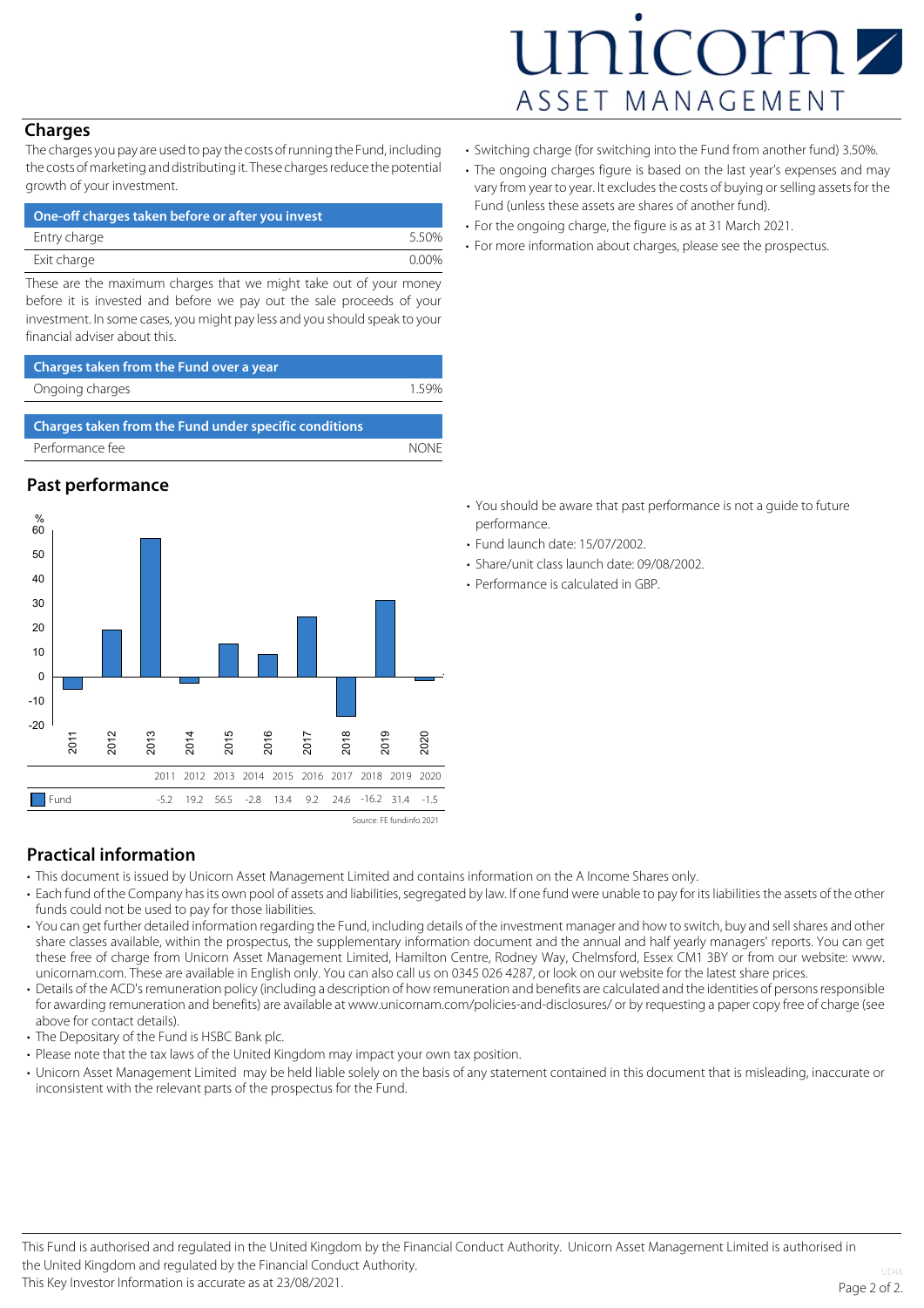## Charges

The charges you pay are used to pay the costs of running the Fund, including the costs of marketing and distributing it. These charges reduce the potential growth of your investment.

| One-off charges taken before or after you invest | |
|---|---|
| Entry charge | 5.50% |
| Exit charge | 0.00% |

These are the maximum charges that we might take out of your money before it is invested and before we pay out the sale proceeds of your investment. In some cases, you might pay less and you should speak to your financial adviser about this.

| Charges taken from the Fund over a year | |
|---|---|
| Ongoing charges | 1.59% |

| Charges taken from the Fund under specific conditions | |
|---|---|
| Performance fee | NONE |

- Switching charge (for switching into the Fund from another fund) 3.50%.
- The ongoing charges figure is based on the last year's expenses and may vary from year to year. It excludes the costs of buying or selling assets for the Fund (unless these assets are shares of another fund).
- For the ongoing charge, the figure is as at 31 March 2021.
- For more information about charges, please see the prospectus.

## Past performance

%
60
50
40
30
20
10
0
-10
-20

2011 2012 2013 2014 2015 2016 2017 2018 2019 2020

Fund: -5.2 19.2 56.5 -2.8 13.4 9.2 24.6 -16.2 31.4 -1.5

Source: FE fundinfo 2021

- You should be aware that past performance is not a guide to future performance.
- Fund launch date: 15/07/2002.
- Share/unit class launch date: 09/08/2002.
- Performance is calculated in GBP.

## Practical information

- This document is issued by Unicorn Asset Management Limited and contains information on the A Income Shares only.
- Each fund of the Company has its own pool of assets and liabilities, segregated by law. If one fund were unable to pay for its liabilities the assets of the other funds could not be used to pay for those liabilities.
- You can get further detailed information regarding the Fund, including details of the investment manager and how to switch, buy and sell shares and other share classes available, within the prospectus, the supplementary information document and the annual and half yearly managers' reports. You can get these free of charge from Unicorn Asset Management Limited, Hamilton Centre, Rodney Way, Chelmsford, Essex CM1 3BY or from our website: www.unicornam.com. These are available in English only. You can also call us on 0345 026 4287, or look on our website for the latest share prices.
- Details of the ACD's remuneration policy (including a description of how remuneration and benefits are calculated and the identities of persons responsible for awarding remuneration and benefits) are available at www.unicornam.com/policies-and-disclosures/ or by requesting a paper copy free of charge (see above for contact details).
- The Depositary of the Fund is HSBC Bank plc.
- Please note that the tax laws of the United Kingdom may impact your own tax position.
- Unicorn Asset Management Limited may be held liable solely on the basis of any statement contained in this document that is misleading, inaccurate or inconsistent with the relevant parts of the prospectus for the Fund.

This Fund is authorised and regulated in the United Kingdom by the Financial Conduct Authority. Unicorn Asset Management Limited is authorised in the United Kingdom and regulated by the Financial Conduct Authority.
This Key Investor Information is accurate as at 23/08/2021.